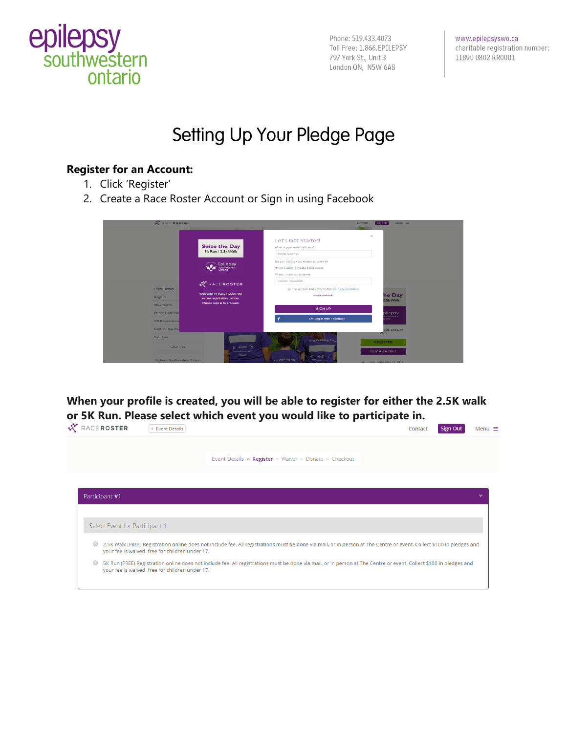epilepsy southwestern ontario

Phone: 519.433.4073
Toll Free: 1.866.EPILEPSY
797 York St., Unit 3
London ON, N5W 6A8

www.epilepsyswo.ca
charitable registration number:
11890 0802 RR0001

# Setting Up Your Pledge Page

## Register for an Account:

1. Click 'Register'
2. Create a Race Roster Account or Sign in using Facebook

## When your profile is created, you will be able to register for either the 2.5K walk or 5K Run. Please select which event you would like to participate in.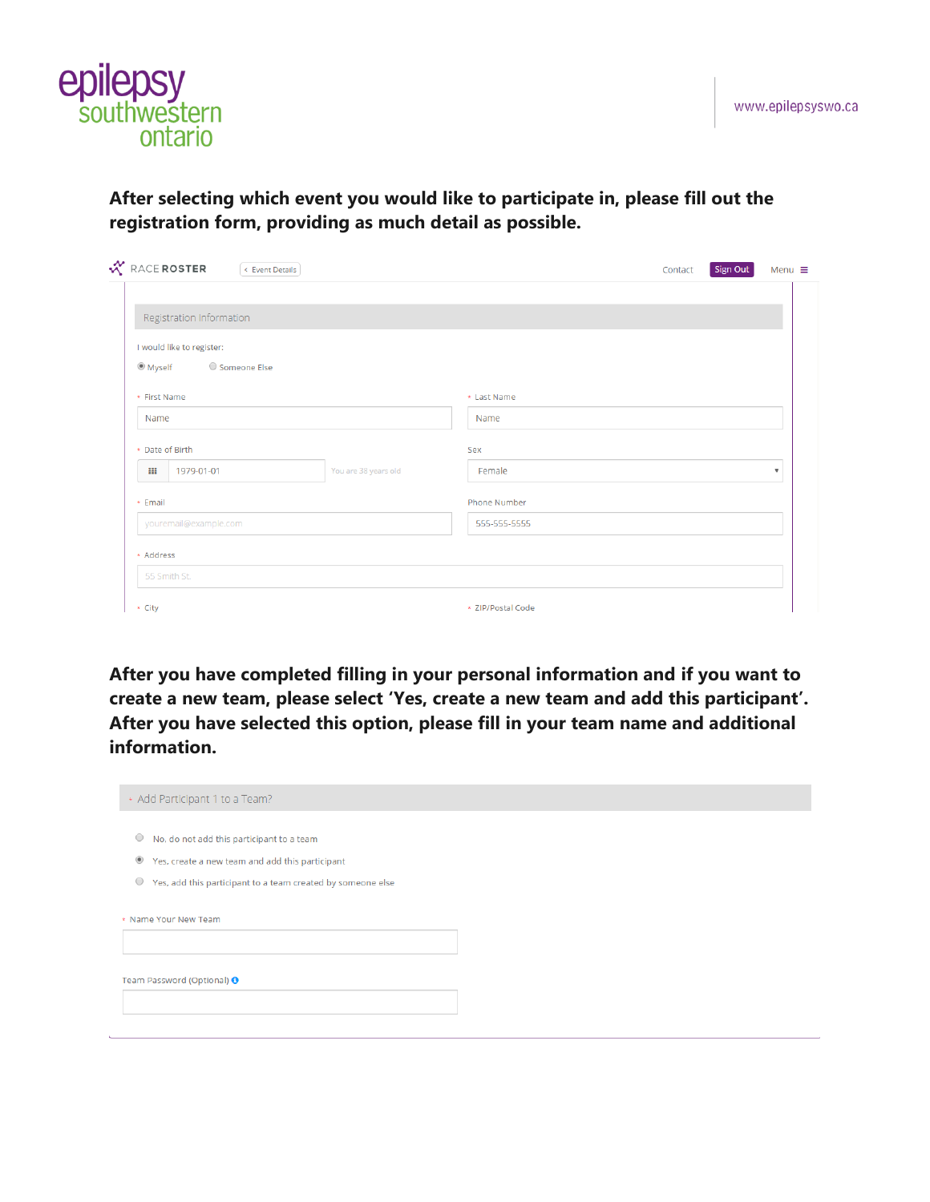**After selecting which event you would like to participate in, please fill out the registration form, providing as much detail as possible.**

RACE ROSTER | < Event Details | Contact | Sign Out | Menu

Registration Information

I would like to register:

- Myself
- Someone Else

\* First Name: Name
\* Last Name: Name
\* Date of Birth: 1979-01-01 — You are 38 years old
Sex: Female
\* Email: youremail@example.com
Phone Number: 555-555-5555
\* Address: 55 Smith St.
\* City
\* ZIP/Postal Code

**After you have completed filling in your personal information and if you want to create a new team, please select 'Yes, create a new team and add this participant'. After you have selected this option, please fill in your team name and additional information.**

\* Add Participant 1 to a Team?

- No, do not add this participant to a team
- Yes, create a new team and add this participant
- Yes, add this participant to a team created by someone else

\* Name Your New Team

Team Password (Optional)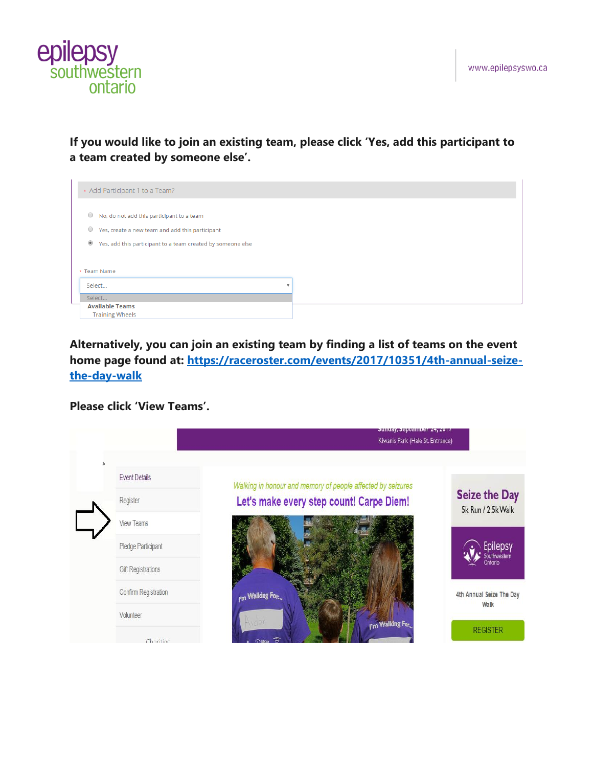**If you would like to join an existing team, please click 'Yes, add this participant to a team created by someone else'.**

**Alternatively, you can join an existing team by finding a list of teams on the event home page found at: [https://raceroster.com/events/2017/10351/4th-annual-seize-the-day-walk](https://raceroster.com/events/2017/10351/4th-annual-seize-the-day-walk)**

**Please click 'View Teams'.**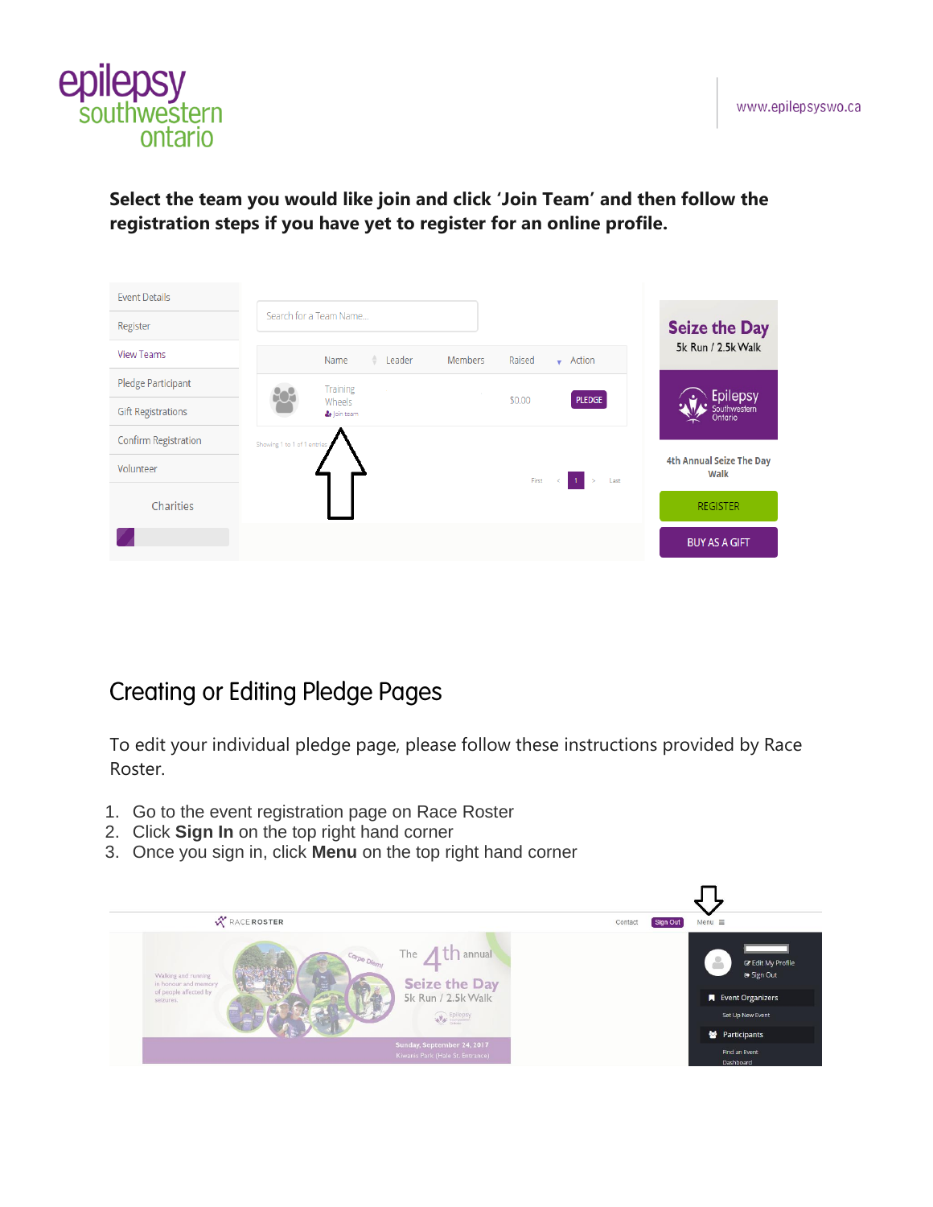**Select the team you would like join and click 'Join Team' and then follow the registration steps if you have yet to register for an online profile.**

## Creating or Editing Pledge Pages

To edit your individual pledge page, please follow these instructions provided by Race Roster.

1. Go to the event registration page on Race Roster
2. Click **Sign In** on the top right hand corner
3. Once you sign in, click **Menu** on the top right hand corner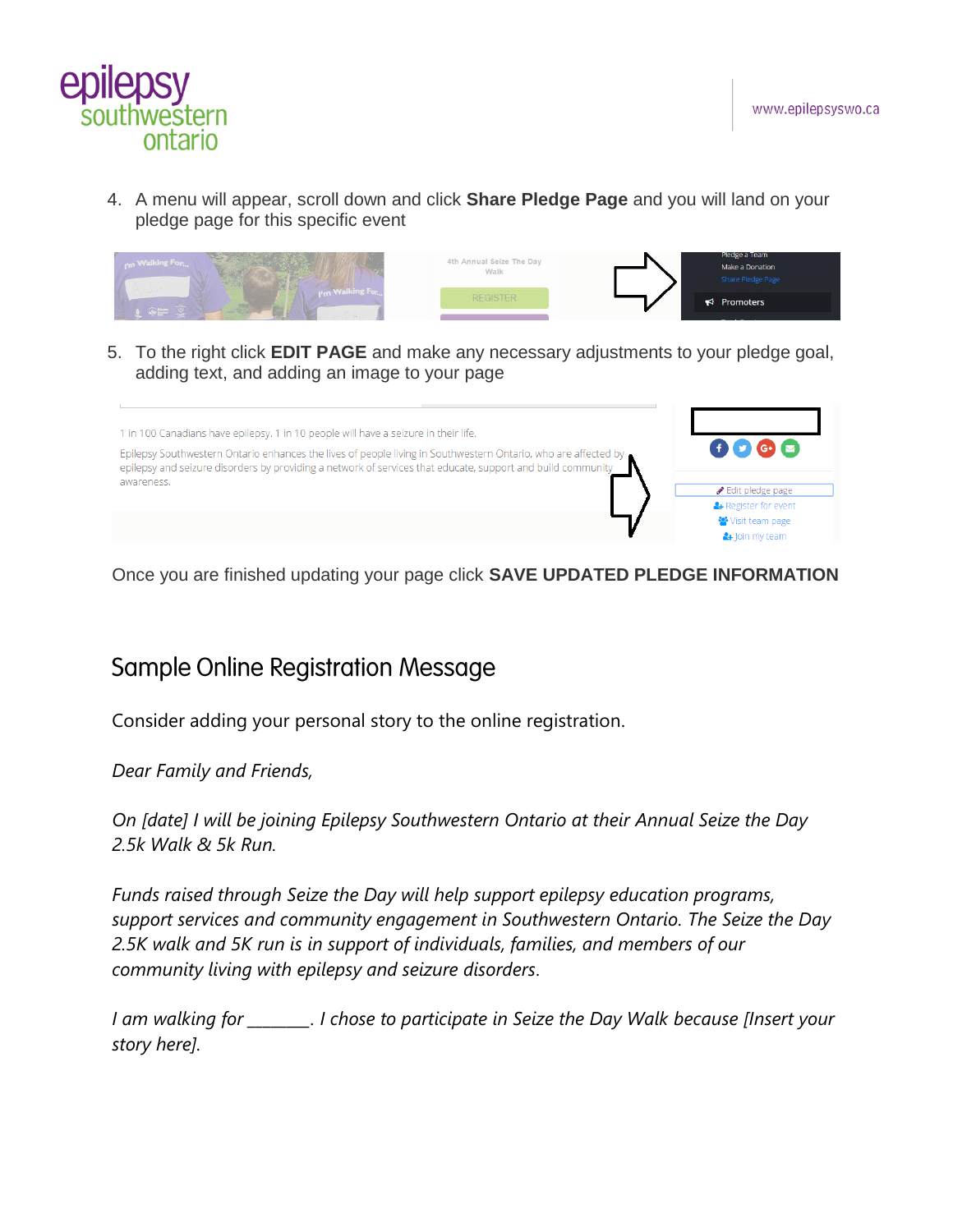4. A menu will appear, scroll down and click **Share Pledge Page** and you will land on your pledge page for this specific event

5. To the right click **EDIT PAGE** and make any necessary adjustments to your pledge goal, adding text, and adding an image to your page

Once you are finished updating your page click **SAVE UPDATED PLEDGE INFORMATION**

## Sample Online Registration Message

Consider adding your personal story to the online registration.

*Dear Family and Friends,*

*On [date] I will be joining Epilepsy Southwestern Ontario at their Annual Seize the Day 2.5k Walk & 5k Run.*

*Funds raised through Seize the Day will help support epilepsy education programs, support services and community engagement in Southwestern Ontario. The Seize the Day 2.5K walk and 5K run is in support of individuals, families, and members of our community living with epilepsy and seizure disorders.*

*I am walking for _______. I chose to participate in Seize the Day Walk because [Insert your story here].*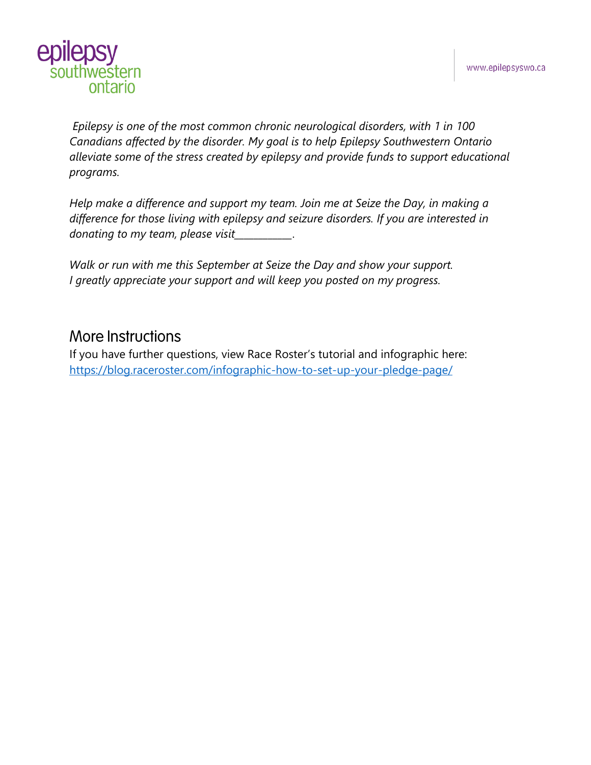*Epilepsy is one of the most common chronic neurological disorders, with 1 in 100 Canadians affected by the disorder. My goal is to help Epilepsy Southwestern Ontario alleviate some of the stress created by epilepsy and provide funds to support educational programs.*

*Help make a difference and support my team. Join me at Seize the Day, in making a difference for those living with epilepsy and seizure disorders. If you are interested in donating to my team, please visit___________.*

*Walk or run with me this September at Seize the Day and show your support.*
*I greatly appreciate your support and will keep you posted on my progress.*

## More Instructions

If you have further questions, view Race Roster's tutorial and infographic here:
[https://blog.raceroster.com/infographic-how-to-set-up-your-pledge-page/](https://blog.raceroster.com/infographic-how-to-set-up-your-pledge-page/)